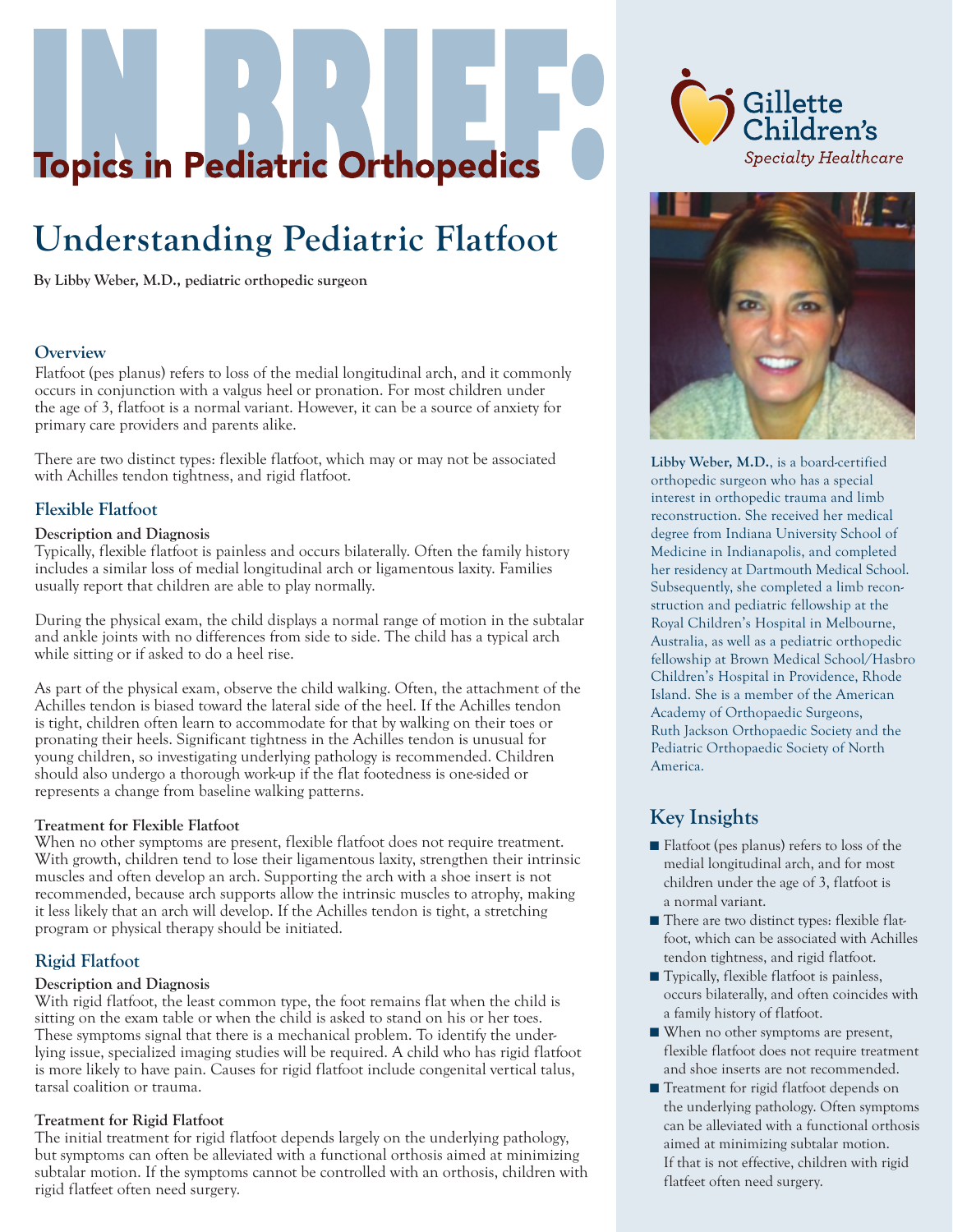# IN BRIEF: Topics in Pediatric Orthopedics

Gillette Children's Specialty Healthcare

## Understanding Pediatric Flatfoot

**By Libby Weber, M.D., pediatric orthopedic surgeon**

### Overview

Flatfoot (pes planus) refers to loss of the medial longitudinal arch, and it commonly occurs in conjunction with a valgus heel or pronation. For most children under the age of 3, flatfoot is a normal variant. However, it can be a source of anxiety for primary care providers and parents alike.

There are two distinct types: flexible flatfoot, which may or may not be associated with Achilles tendon tightness, and rigid flatfoot.

### Flexible Flatfoot

**Description and Diagnosis**

Typically, flexible flatfoot is painless and occurs bilaterally. Often the family history includes a similar loss of medial longitudinal arch or ligamentous laxity. Families usually report that children are able to play normally.

During the physical exam, the child displays a normal range of motion in the subtalar and ankle joints with no differences from side to side. The child has a typical arch while sitting or if asked to do a heel rise.

As part of the physical exam, observe the child walking. Often, the attachment of the Achilles tendon is biased toward the lateral side of the heel. If the Achilles tendon is tight, children often learn to accommodate for that by walking on their toes or pronating their heels. Significant tightness in the Achilles tendon is unusual for young children, so investigating underlying pathology is recommended. Children should also undergo a thorough work-up if the flat footedness is one-sided or represents a change from baseline walking patterns.

**Treatment for Flexible Flatfoot**

When no other symptoms are present, flexible flatfoot does not require treatment. With growth, children tend to lose their ligamentous laxity, strengthen their intrinsic muscles and often develop an arch. Supporting the arch with a shoe insert is not recommended, because arch supports allow the intrinsic muscles to atrophy, making it less likely that an arch will develop. If the Achilles tendon is tight, a stretching program or physical therapy should be initiated.

### Rigid Flatfoot

**Description and Diagnosis**

With rigid flatfoot, the least common type, the foot remains flat when the child is sitting on the exam table or when the child is asked to stand on his or her toes. These symptoms signal that there is a mechanical problem. To identify the underlying issue, specialized imaging studies will be required. A child who has rigid flatfoot is more likely to have pain. Causes for rigid flatfoot include congenital vertical talus, tarsal coalition or trauma.

**Treatment for Rigid Flatfoot**

The initial treatment for rigid flatfoot depends largely on the underlying pathology, but symptoms can often be alleviated with a functional orthosis aimed at minimizing subtalar motion. If the symptoms cannot be controlled with an orthosis, children with rigid flatfeet often need surgery.

---

**Libby Weber, M.D.**, is a board-certified orthopedic surgeon who has a special interest in orthopedic trauma and limb reconstruction. She received her medical degree from Indiana University School of Medicine in Indianapolis, and completed her residency at Dartmouth Medical School. Subsequently, she completed a limb reconstruction and pediatric fellowship at the Royal Children's Hospital in Melbourne, Australia, as well as a pediatric orthopedic fellowship at Brown Medical School/Hasbro Children's Hospital in Providence, Rhode Island. She is a member of the American Academy of Orthopaedic Surgeons, Ruth Jackson Orthopaedic Society and the Pediatric Orthopaedic Society of North America.

### Key Insights

- Flatfoot (pes planus) refers to loss of the medial longitudinal arch, and for most children under the age of 3, flatfoot is a normal variant.
- There are two distinct types: flexible flatfoot, which can be associated with Achilles tendon tightness, and rigid flatfoot.
- Typically, flexible flatfoot is painless, occurs bilaterally, and often coincides with a family history of flatfoot.
- When no other symptoms are present, flexible flatfoot does not require treatment and shoe inserts are not recommended.
- Treatment for rigid flatfoot depends on the underlying pathology. Often symptoms can be alleviated with a functional orthosis aimed at minimizing subtalar motion. If that is not effective, children with rigid flatfeet often need surgery.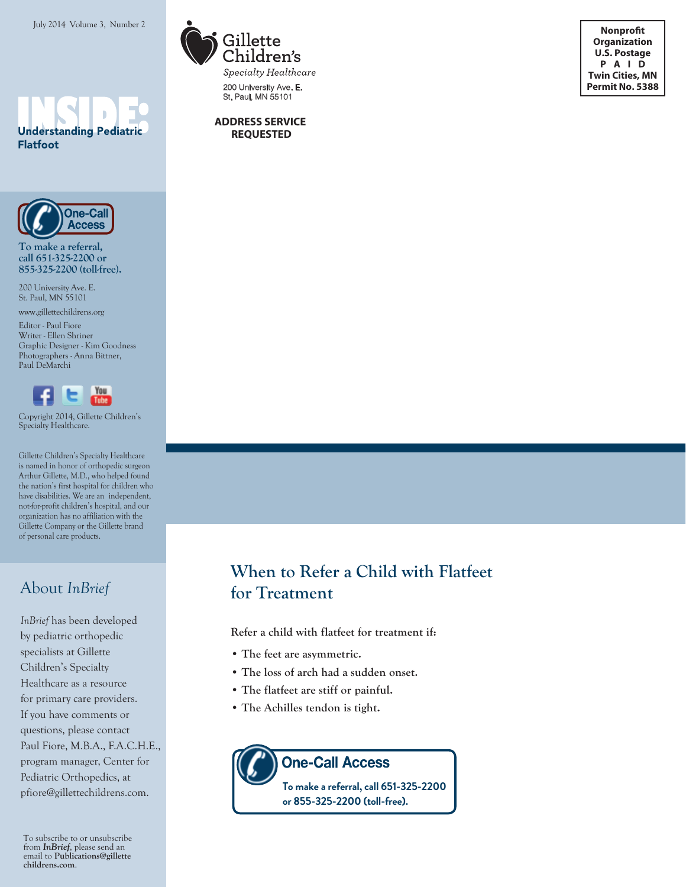July 2014 Volume 3, Number 2

INSIDE:
**Understanding Pediatric Flatfoot**

**One-Call Access**

**To make a referral, call 651-325-2200 or 855-325-2200 (toll-free).**

200 University Ave. E.
St. Paul, MN 55101

www.gillettechildrens.org

Editor - Paul Fiore
Writer - Ellen Shriner
Graphic Designer - Kim Goodness
Photographers - Anna Bittner, Paul DeMarchi

Copyright 2014, Gillette Children's Specialty Healthcare.

Gillette Children's Specialty Healthcare is named in honor of orthopedic surgeon Arthur Gillette, M.D., who helped found the nation's first hospital for children who have disabilities. We are an independent, not-for-profit children's hospital, and our organization has no affiliation with the Gillette Company or the Gillette brand of personal care products.

## About *InBrief*

*InBrief* has been developed by pediatric orthopedic specialists at Gillette Children's Specialty Healthcare as a resource for primary care providers. If you have comments or questions, please contact Paul Fiore, M.B.A., F.A.C.H.E., program manager, Center for Pediatric Orthopedics, at pfiore@gillettechildrens.com.

To subscribe to or unsubscribe from ***InBrief***, please send an email to **Publications@gillettechildrens.com**.

Gillette Children's
*Specialty Healthcare*
200 University Ave. E.
St. Paul, MN 55101

**ADDRESS SERVICE REQUESTED**

**Nonprofit Organization
U.S. Postage
P A I D
Twin Cities, MN
Permit No. 5388**

## When to Refer a Child with Flatfeet for Treatment

**Refer a child with flatfeet for treatment if:**

- **The feet are asymmetric.**
- **The loss of arch had a sudden onset.**
- **The flatfeet are stiff or painful.**
- **The Achilles tendon is tight.**

**One-Call Access**

**To make a referral, call 651-325-2200 or 855-325-2200 (toll-free).**